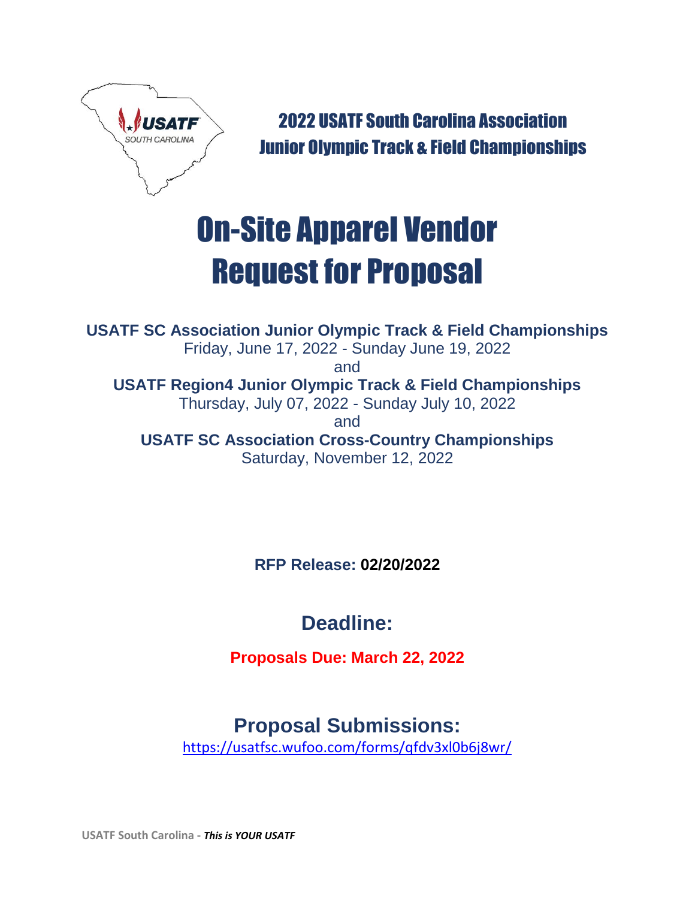## 2022 USATF South Carolina Association Junior Olympic Track & Field Championships

# On-Site Apparel Vendor Request for Proposal

**USATF SC Association Junior Olympic Track & Field Championships**
Friday, June 17, 2022 - Sunday June 19, 2022
and
**USATF Region4 Junior Olympic Track & Field Championships**
Thursday, July 07, 2022 - Sunday July 10, 2022
and
**USATF SC Association Cross-Country Championships**
Saturday, November 12, 2022

**RFP Release: 02/20/2022**

## Deadline:

**Proposals Due: March 22, 2022**

## Proposal Submissions:

https://usatfsc.wufoo.com/forms/qfdv3xl0b6j8wr/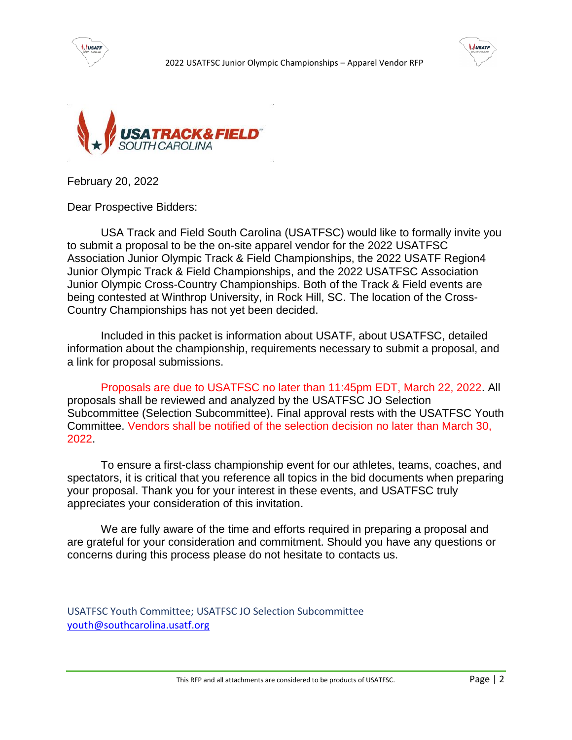February 20, 2022

Dear Prospective Bidders:

USA Track and Field South Carolina (USATFSC) would like to formally invite you to submit a proposal to be the on-site apparel vendor for the 2022 USATFSC Association Junior Olympic Track & Field Championships, the 2022 USATF Region4 Junior Olympic Track & Field Championships, and the 2022 USATFSC Association Junior Olympic Cross-Country Championships. Both of the Track & Field events are being contested at Winthrop University, in Rock Hill, SC. The location of the Cross-Country Championships has not yet been decided.

Included in this packet is information about USATF, about USATFSC, detailed information about the championship, requirements necessary to submit a proposal, and a link for proposal submissions.

Proposals are due to USATFSC no later than 11:45pm EDT, March 22, 2022. All proposals shall be reviewed and analyzed by the USATFSC JO Selection Subcommittee (Selection Subcommittee). Final approval rests with the USATFSC Youth Committee. Vendors shall be notified of the selection decision no later than March 30, 2022.

To ensure a first-class championship event for our athletes, teams, coaches, and spectators, it is critical that you reference all topics in the bid documents when preparing your proposal. Thank you for your interest in these events, and USATFSC truly appreciates your consideration of this invitation.

We are fully aware of the time and efforts required in preparing a proposal and are grateful for your consideration and commitment. Should you have any questions or concerns during this process please do not hesitate to contacts us.

USATFSC Youth Committee; USATFSC JO Selection Subcommittee
youth@southcarolina.usatf.org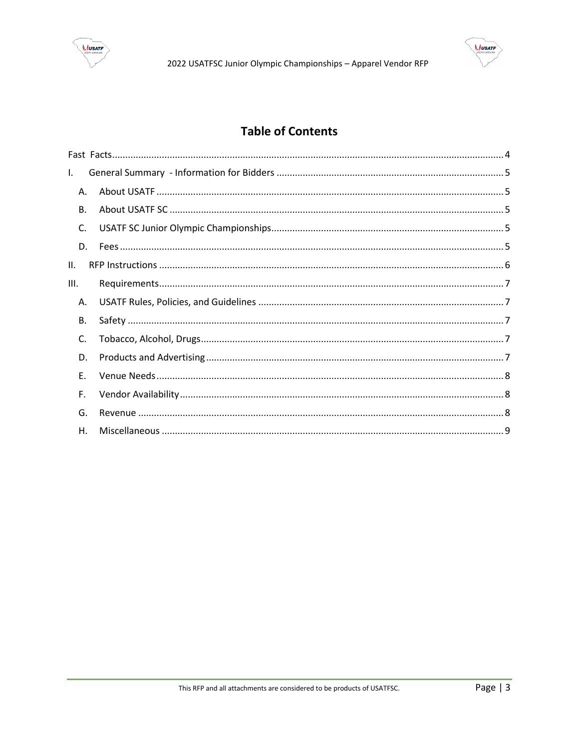# Table of Contents

Fast Facts ... 4

I. General Summary - Information for Bidders ... 5

- A. About USATF ... 5
- B. About USATF SC ... 5
- C. USATF SC Junior Olympic Championships ... 5
- D. Fees ... 5

II. RFP Instructions ... 6

III. Requirements ... 7

- A. USATF Rules, Policies, and Guidelines ... 7
- B. Safety ... 7
- C. Tobacco, Alcohol, Drugs ... 7
- D. Products and Advertising ... 7
- E. Venue Needs ... 8
- F. Vendor Availability ... 8
- G. Revenue ... 8
- H. Miscellaneous ... 9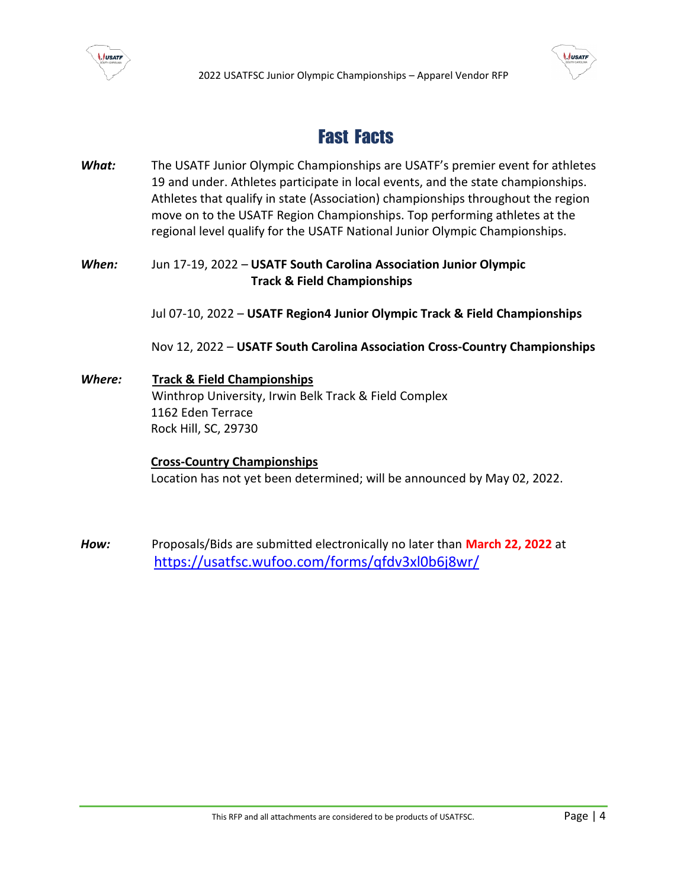# Fast Facts

***What:*** The USATF Junior Olympic Championships are USATF's premier event for athletes 19 and under. Athletes participate in local events, and the state championships. Athletes that qualify in state (Association) championships throughout the region move on to the USATF Region Championships. Top performing athletes at the regional level qualify for the USATF National Junior Olympic Championships.

***When:*** Jun 17-19, 2022 – **USATF South Carolina Association Junior Olympic Track & Field Championships**

Jul 07-10, 2022 – **USATF Region4 Junior Olympic Track & Field Championships**

Nov 12, 2022 – **USATF South Carolina Association Cross-Country Championships**

***Where:*** **<u>Track & Field Championships</u>**
Winthrop University, Irwin Belk Track & Field Complex
1162 Eden Terrace
Rock Hill, SC, 29730

**<u>Cross-Country Championships</u>**
Location has not yet been determined; will be announced by May 02, 2022.

***How:*** Proposals/Bids are submitted electronically no later than **March 22, 2022** at https://usatfsc.wufoo.com/forms/qfdv3xl0b6j8wr/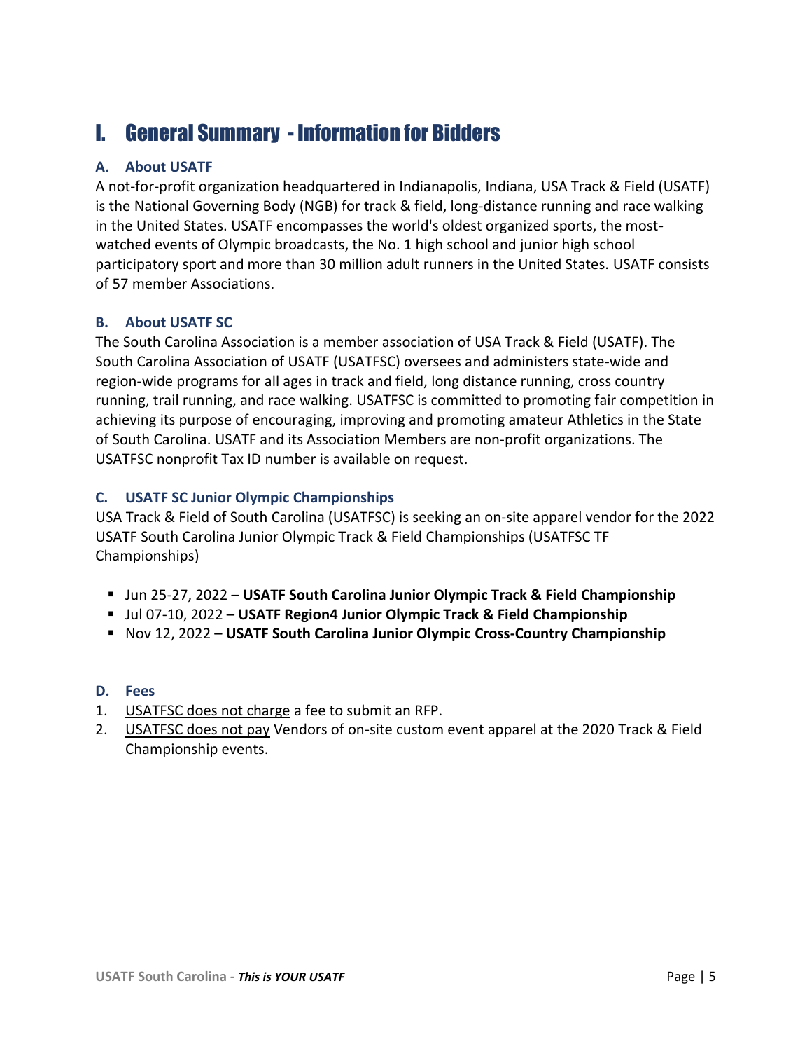# I. General Summary - Information for Bidders

### A. About USATF

A not-for-profit organization headquartered in Indianapolis, Indiana, USA Track & Field (USATF) is the National Governing Body (NGB) for track & field, long-distance running and race walking in the United States. USATF encompasses the world's oldest organized sports, the most-watched events of Olympic broadcasts, the No. 1 high school and junior high school participatory sport and more than 30 million adult runners in the United States. USATF consists of 57 member Associations.

### B. About USATF SC

The South Carolina Association is a member association of USA Track & Field (USATF). The South Carolina Association of USATF (USATFSC) oversees and administers state-wide and region-wide programs for all ages in track and field, long distance running, cross country running, trail running, and race walking. USATFSC is committed to promoting fair competition in achieving its purpose of encouraging, improving and promoting amateur Athletics in the State of South Carolina. USATF and its Association Members are non-profit organizations. The USATFSC nonprofit Tax ID number is available on request.

### C. USATF SC Junior Olympic Championships

USA Track & Field of South Carolina (USATFSC) is seeking an on-site apparel vendor for the 2022 USATF South Carolina Junior Olympic Track & Field Championships (USATFSC TF Championships)

- Jun 25-27, 2022 – **USATF South Carolina Junior Olympic Track & Field Championship**
- Jul 07-10, 2022 – **USATF Region4 Junior Olympic Track & Field Championship**
- Nov 12, 2022 – **USATF South Carolina Junior Olympic Cross-Country Championship**

### D. Fees

1. <u>USATFSC does not charge</u> a fee to submit an RFP.
2. <u>USATFSC does not pay</u> Vendors of on-site custom event apparel at the 2020 Track & Field Championship events.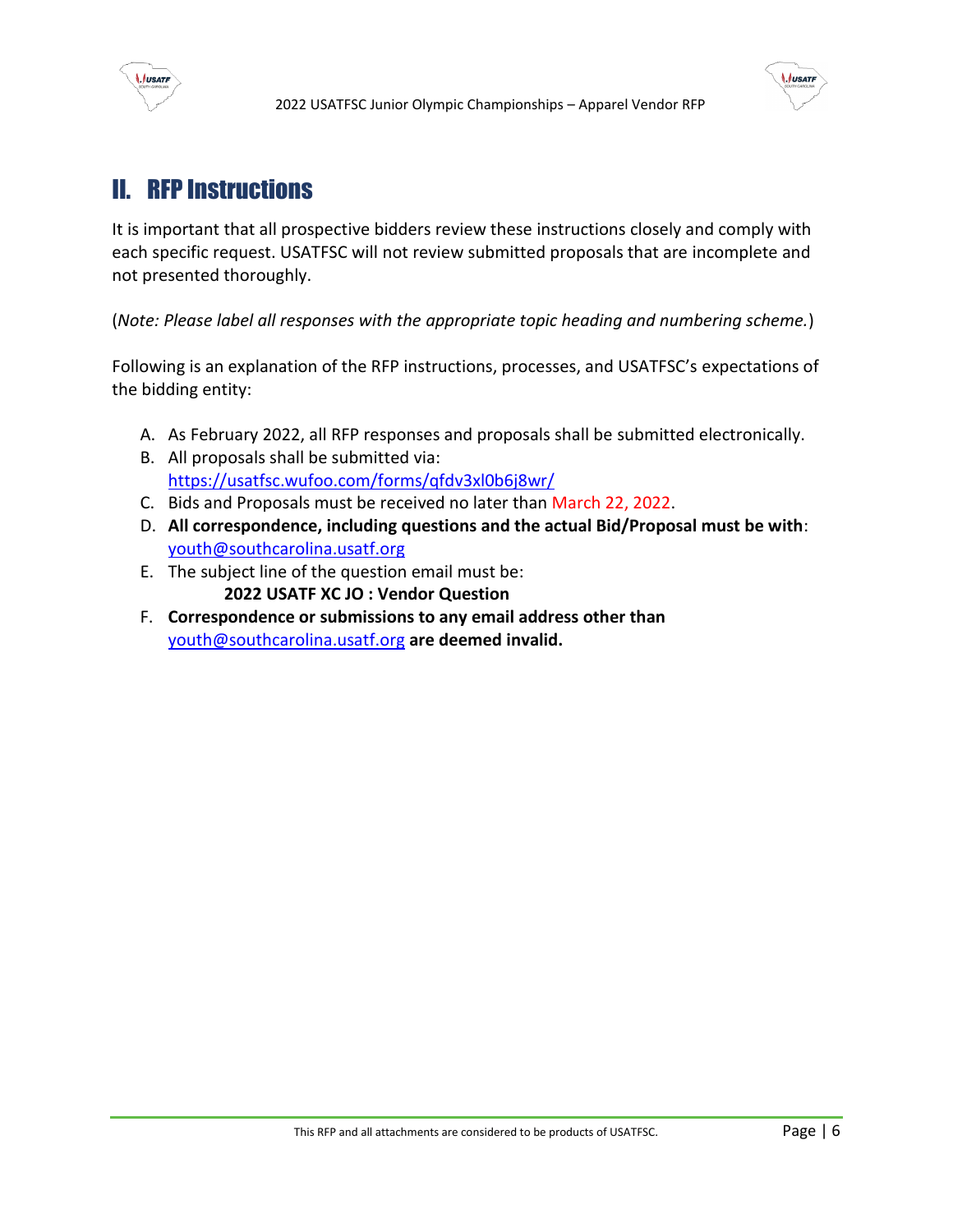## II. RFP Instructions

It is important that all prospective bidders review these instructions closely and comply with each specific request. USATFSC will not review submitted proposals that are incomplete and not presented thoroughly.

(*Note: Please label all responses with the appropriate topic heading and numbering scheme.*)

Following is an explanation of the RFP instructions, processes, and USATFSC's expectations of the bidding entity:

A. As February 2022, all RFP responses and proposals shall be submitted electronically.
B. All proposals shall be submitted via: https://usatfsc.wufoo.com/forms/qfdv3xl0b6j8wr/
C. Bids and Proposals must be received no later than March 22, 2022.
D. **All correspondence, including questions and the actual Bid/Proposal must be with**: youth@southcarolina.usatf.org
E. The subject line of the question email must be:
   **2022 USATF XC JO : Vendor Question**
F. **Correspondence or submissions to any email address other than youth@southcarolina.usatf.org are deemed invalid.**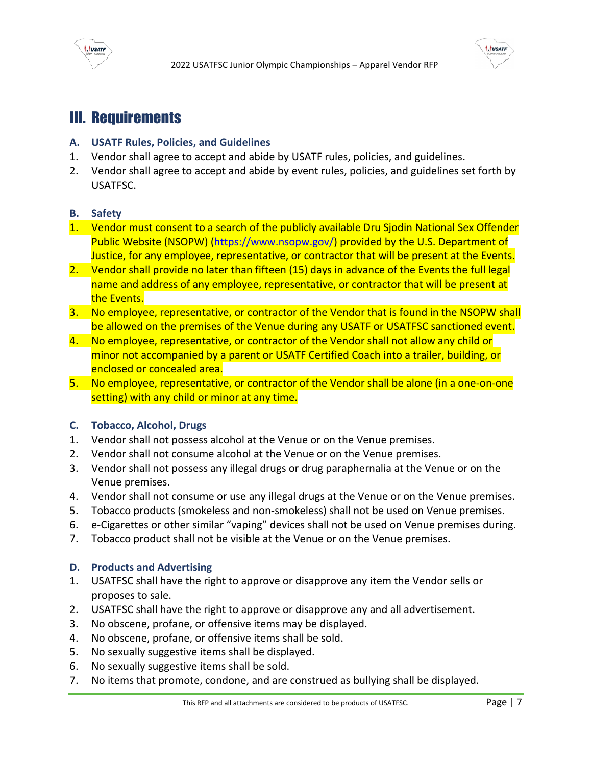# III. Requirements

### A. USATF Rules, Policies, and Guidelines

1. Vendor shall agree to accept and abide by USATF rules, policies, and guidelines.
2. Vendor shall agree to accept and abide by event rules, policies, and guidelines set forth by USATFSC.

### B. Safety

1. Vendor must consent to a search of the publicly available Dru Sjodin National Sex Offender Public Website (NSOPW) (https://www.nsopw.gov/) provided by the U.S. Department of Justice, for any employee, representative, or contractor that will be present at the Events.
2. Vendor shall provide no later than fifteen (15) days in advance of the Events the full legal name and address of any employee, representative, or contractor that will be present at the Events.
3. No employee, representative, or contractor of the Vendor that is found in the NSOPW shall be allowed on the premises of the Venue during any USATF or USATFSC sanctioned event.
4. No employee, representative, or contractor of the Vendor shall not allow any child or minor not accompanied by a parent or USATF Certified Coach into a trailer, building, or enclosed or concealed area.
5. No employee, representative, or contractor of the Vendor shall be alone (in a one-on-one setting) with any child or minor at any time.

### C. Tobacco, Alcohol, Drugs

1. Vendor shall not possess alcohol at the Venue or on the Venue premises.
2. Vendor shall not consume alcohol at the Venue or on the Venue premises.
3. Vendor shall not possess any illegal drugs or drug paraphernalia at the Venue or on the Venue premises.
4. Vendor shall not consume or use any illegal drugs at the Venue or on the Venue premises.
5. Tobacco products (smokeless and non-smokeless) shall not be used on Venue premises.
6. e-Cigarettes or other similar "vaping" devices shall not be used on Venue premises during.
7. Tobacco product shall not be visible at the Venue or on the Venue premises.

### D. Products and Advertising

1. USATFSC shall have the right to approve or disapprove any item the Vendor sells or proposes to sale.
2. USATFSC shall have the right to approve or disapprove any and all advertisement.
3. No obscene, profane, or offensive items may be displayed.
4. No obscene, profane, or offensive items shall be sold.
5. No sexually suggestive items shall be displayed.
6. No sexually suggestive items shall be sold.
7. No items that promote, condone, and are construed as bullying shall be displayed.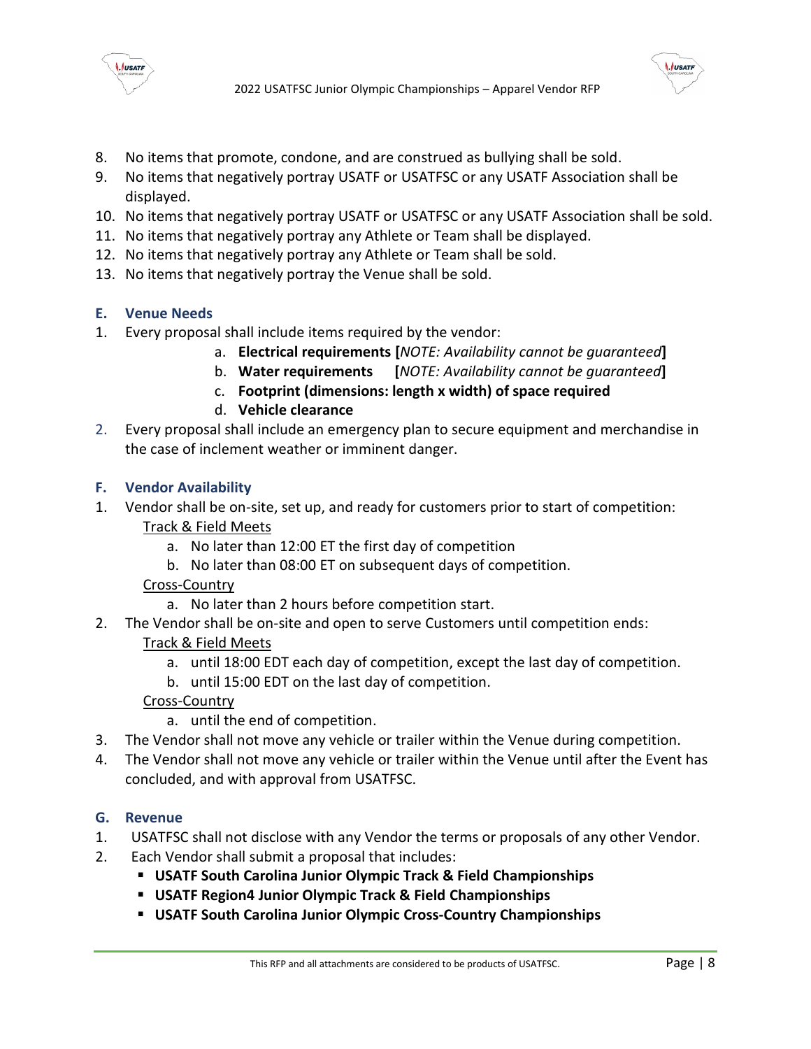8. No items that promote, condone, and are construed as bullying shall be sold.
9. No items that negatively portray USATF or USATFSC or any USATF Association shall be displayed.
10. No items that negatively portray USATF or USATFSC or any USATF Association shall be sold.
11. No items that negatively portray any Athlete or Team shall be displayed.
12. No items that negatively portray any Athlete or Team shall be sold.
13. No items that negatively portray the Venue shall be sold.

### E. Venue Needs

1. Every proposal shall include items required by the vendor:
    a. **Electrical requirements [***NOTE: Availability cannot be guaranteed***]**
    b. **Water requirements [***NOTE: Availability cannot be guaranteed***]**
    c. **Footprint (dimensions: length x width) of space required**
    d. **Vehicle clearance**
2. Every proposal shall include an emergency plan to secure equipment and merchandise in the case of inclement weather or imminent danger.

### F. Vendor Availability

1. Vendor shall be on-site, set up, and ready for customers prior to start of competition:
    Track & Field Meets
    a. No later than 12:00 ET the first day of competition
    b. No later than 08:00 ET on subsequent days of competition.
    
    Cross-Country
    a. No later than 2 hours before competition start.
2. The Vendor shall be on-site and open to serve Customers until competition ends:
    Track & Field Meets
    a. until 18:00 EDT each day of competition, except the last day of competition.
    b. until 15:00 EDT on the last day of competition.
    
    Cross-Country
    a. until the end of competition.
3. The Vendor shall not move any vehicle or trailer within the Venue during competition.
4. The Vendor shall not move any vehicle or trailer within the Venue until after the Event has concluded, and with approval from USATFSC.

### G. Revenue

1. USATFSC shall not disclose with any Vendor the terms or proposals of any other Vendor.
2. Each Vendor shall submit a proposal that includes:
    - **USATF South Carolina Junior Olympic Track & Field Championships**
    - **USATF Region4 Junior Olympic Track & Field Championships**
    - **USATF South Carolina Junior Olympic Cross-Country Championships**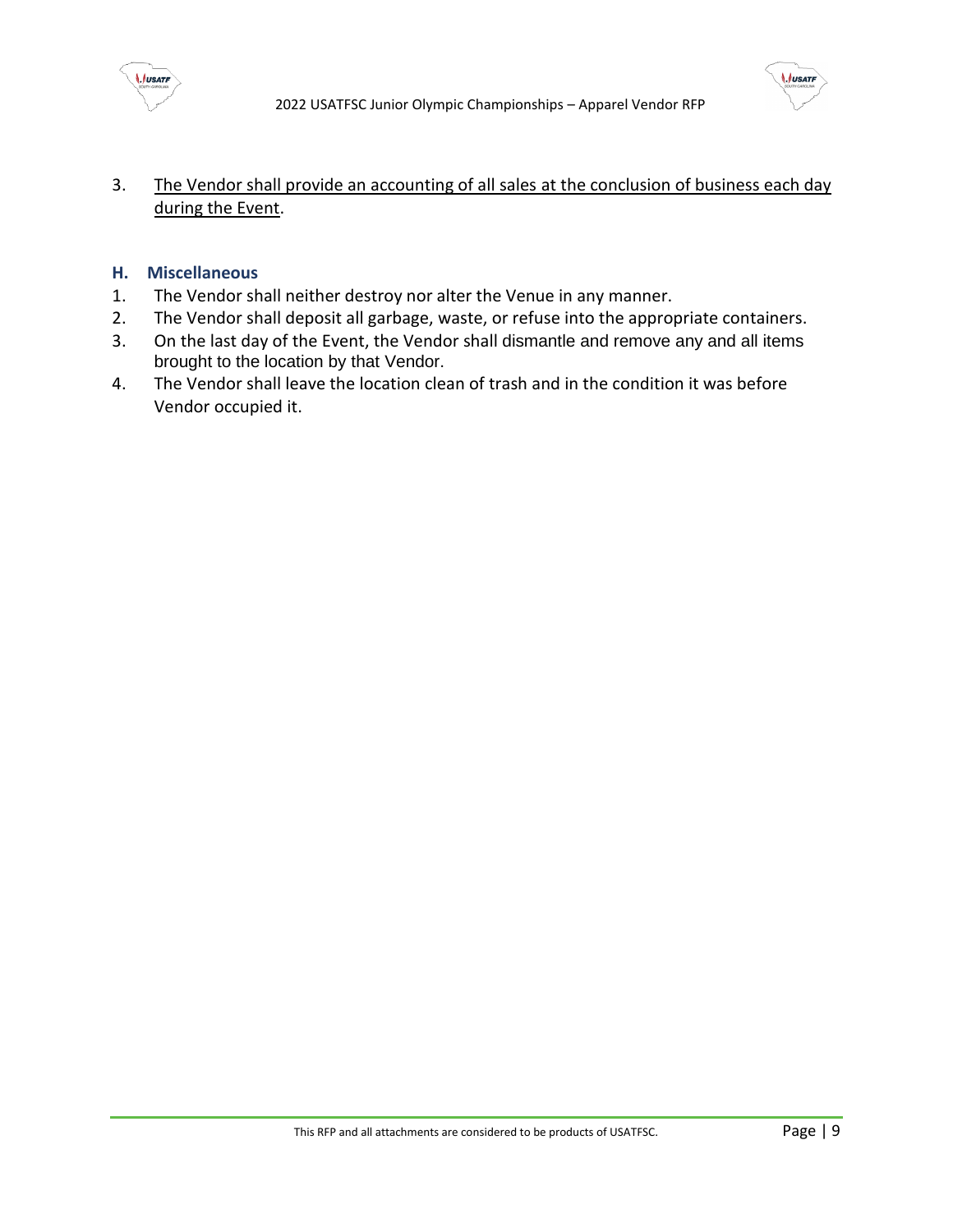3. <u>The Vendor shall provide an accounting of all sales at the conclusion of business each day during the Event</u>.

### H. Miscellaneous

1. The Vendor shall neither destroy nor alter the Venue in any manner.
2. The Vendor shall deposit all garbage, waste, or refuse into the appropriate containers.
3. On the last day of the Event, the Vendor shall dismantle and remove any and all items brought to the location by that Vendor.
4. The Vendor shall leave the location clean of trash and in the condition it was before Vendor occupied it.